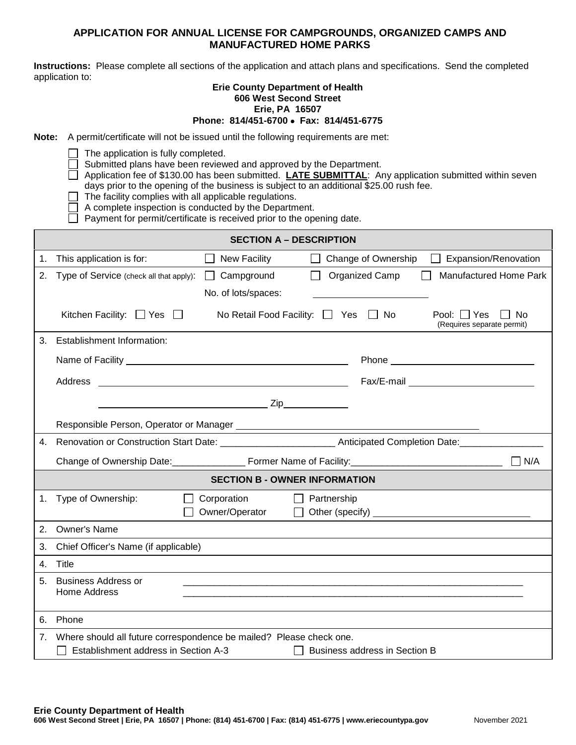# APPLICATION FOR ANNUAL LICENSE FOR CAMPGROUNDS, ORGANIZED CAMPS AND MANUFACTURED HOME PARKS

**Instructions:** Please complete all sections of the application and attach plans and specifications. Send the completed application to:

**Erie County Department of Health**
**606 West Second Street**
**Erie, PA 16507**
**Phone: 814/451-6700 • Fax: 814/451-6775**

**Note:** A permit/certificate will not be issued until the following requirements are met:

- ☐ The application is fully completed.
- ☐ Submitted plans have been reviewed and approved by the Department.
- ☐ Application fee of $130.00 has been submitted. **LATE SUBMITTAL**: Any application submitted within seven days prior to the opening of the business is subject to an additional $25.00 rush fee.
- ☐ The facility complies with all applicable regulations.
- ☐ A complete inspection is conducted by the Department.
- ☐ Payment for permit/certificate is received prior to the opening date.

## SECTION A – DESCRIPTION

1. This application is for: ☐ New Facility ☐ Change of Ownership ☐ Expansion/Renovation

2. Type of Service (check all that apply): ☐ Campground ☐ Organized Camp ☐ Manufactured Home Park

   No. of lots/spaces: ____________________

   Kitchen Facility: ☐ Yes ☐ No Retail Food Facility: ☐ Yes ☐ No Pool: ☐ Yes ☐ No (Requires separate permit)

3. Establishment Information:

   Name of Facility ______________________________ Phone ______________________________

   Address ______________________________ Fax/E-mail ______________________________

   ______________________________ Zip ____________

   Responsible Person, Operator or Manager ______________________________

4. Renovation or Construction Start Date: ______________________ Anticipated Completion Date: ________________

   Change of Ownership Date: ______________ Former Name of Facility: ____________________________ ☐ N/A

## SECTION B - OWNER INFORMATION

1. Type of Ownership: ☐ Corporation ☐ Partnership ☐ Owner/Operator ☐ Other (specify) ______________________________

2. Owner's Name

3. Chief Officer's Name (if applicable)

4. Title

5. Business Address or Home Address ______________________________________________________________
   ______________________________________________________________

6. Phone

7. Where should all future correspondence be mailed? Please check one.

   ☐ Establishment address in Section A-3 ☐ Business address in Section B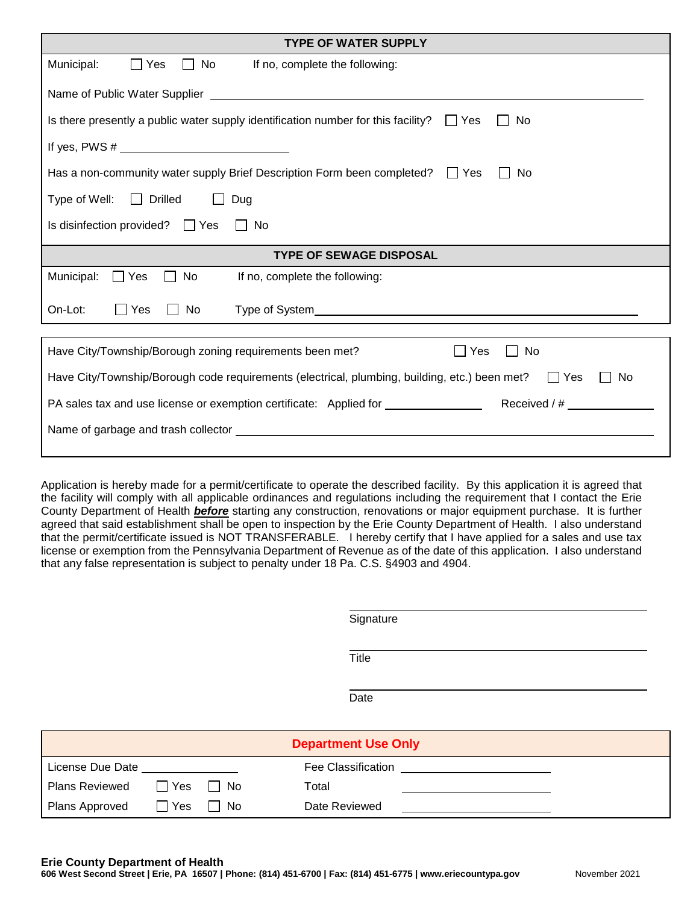## TYPE OF WATER SUPPLY

Municipal: ☐ Yes ☐ No If no, complete the following:

Name of Public Water Supplier ______________________________

Is there presently a public water supply identification number for this facility? ☐ Yes ☐ No

If yes, PWS # ______________________

Has a non-community water supply Brief Description Form been completed? ☐ Yes ☐ No

Type of Well: ☐ Drilled ☐ Dug

Is disinfection provided? ☐ Yes ☐ No

## TYPE OF SEWAGE DISPOSAL

Municipal: ☐ Yes ☐ No If no, complete the following:

On-Lot: ☐ Yes ☐ No Type of System______________________________

---

Have City/Township/Borough zoning requirements been met? ☐ Yes ☐ No

Have City/Township/Borough code requirements (electrical, plumbing, building, etc.) been met? ☐ Yes ☐ No

PA sales tax and use license or exemption certificate: Applied for ______________ Received / # ______________

Name of garbage and trash collector ______________________________

Application is hereby made for a permit/certificate to operate the described facility. By this application it is agreed that the facility will comply with all applicable ordinances and regulations including the requirement that I contact the Erie County Department of Health ***before*** starting any construction, renovations or major equipment purchase. It is further agreed that said establishment shall be open to inspection by the Erie County Department of Health. I also understand that the permit/certificate issued is NOT TRANSFERABLE. I hereby certify that I have applied for a sales and use tax license or exemption from the Pennsylvania Department of Revenue as of the date of this application. I also understand that any false representation is subject to penalty under 18 Pa. C.S. §4903 and 4904.

______________________________
Signature

______________________________
Title

______________________________
Date

## Department Use Only

| | | |
|---|---|---|
| License Due Date ______________ | Fee Classification | ______________ |
| Plans Reviewed ☐ Yes ☐ No | Total | ______________ |
| Plans Approved ☐ Yes ☐ No | Date Reviewed | ______________ |

**Erie County Department of Health**
**606 West Second Street | Erie, PA 16507 | Phone: (814) 451-6700 | Fax: (814) 451-6775 | www.eriecountypa.gov** November 2021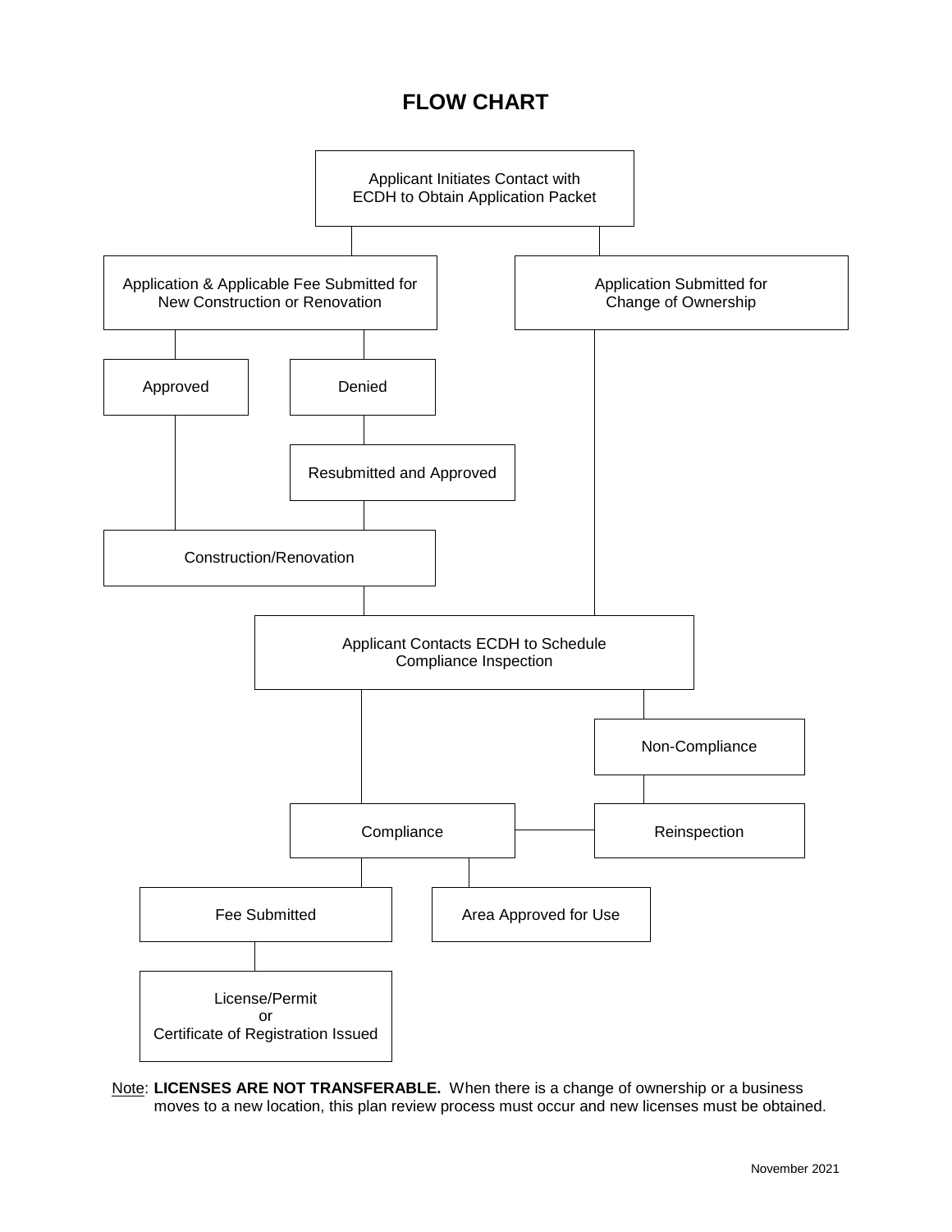# FLOW CHART

Applicant Initiates Contact with ECDH to Obtain Application Packet

Application & Applicable Fee Submitted for New Construction or Renovation

Application Submitted for Change of Ownership

Approved

Denied

Resubmitted and Approved

Construction/Renovation

Applicant Contacts ECDH to Schedule Compliance Inspection

Non-Compliance

Compliance

Reinspection

Fee Submitted

Area Approved for Use

License/Permit or Certificate of Registration Issued

Note: **LICENSES ARE NOT TRANSFERABLE.** When there is a change of ownership or a business moves to a new location, this plan review process must occur and new licenses must be obtained.

November 2021